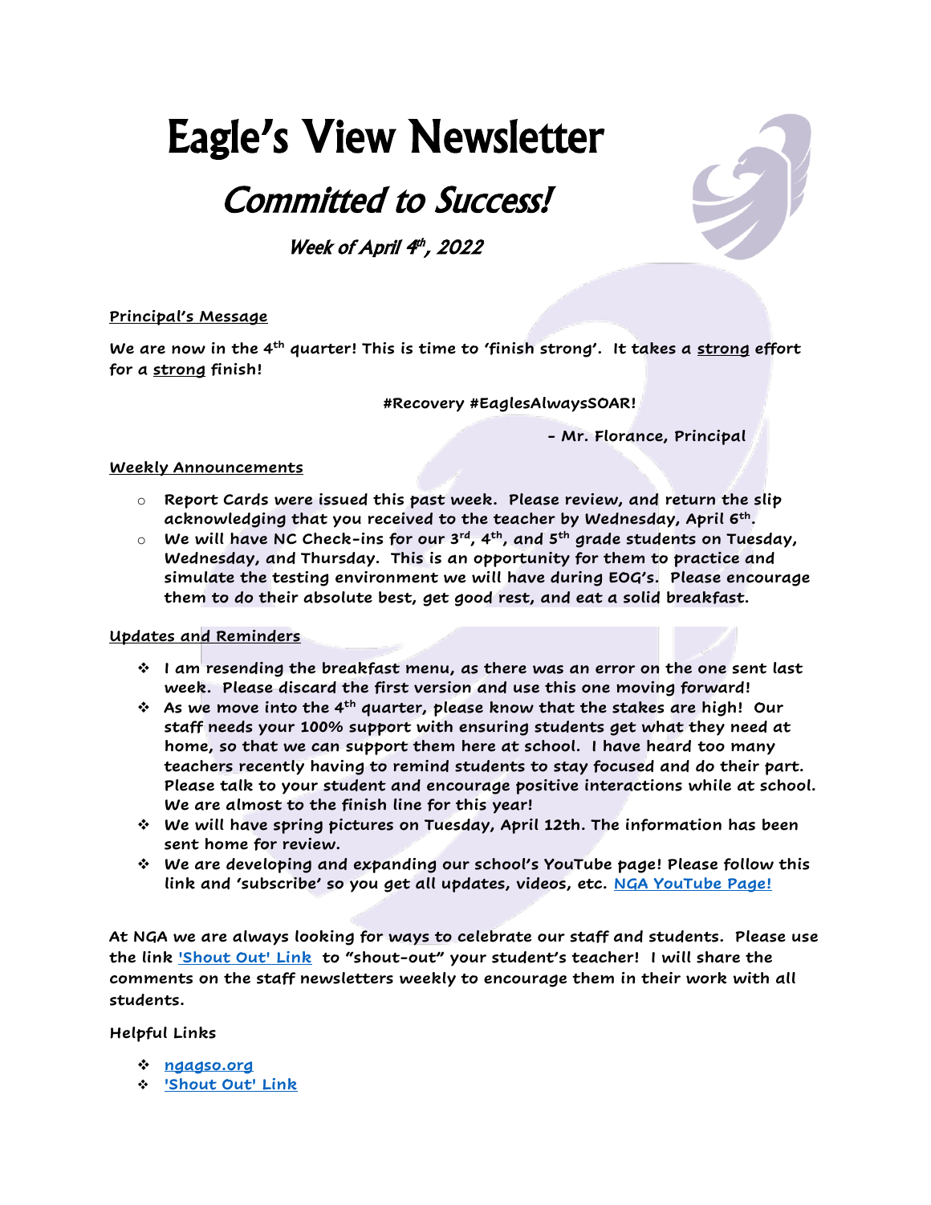# Eagle's View Newsletter

## *Committed to Success!*

*Week of April 4th, 2022*

**Principal's Message**

**We are now in the 4th quarter! This is time to 'finish strong'. It takes a strong effort for a strong finish!**

**#Recovery #EaglesAlwaysSOAR!**

**- Mr. Florance, Principal**

**Weekly Announcements**

- **Report Cards were issued this past week. Please review, and return the slip acknowledging that you received to the teacher by Wednesday, April 6th.**
- **We will have NC Check-ins for our 3rd, 4th, and 5th grade students on Tuesday, Wednesday, and Thursday. This is an opportunity for them to practice and simulate the testing environment we will have during EOG's. Please encourage them to do their absolute best, get good rest, and eat a solid breakfast.**

**Updates and Reminders**

- **I am resending the breakfast menu, as there was an error on the one sent last week. Please discard the first version and use this one moving forward!**
- **As we move into the 4th quarter, please know that the stakes are high! Our staff needs your 100% support with ensuring students get what they need at home, so that we can support them here at school. I have heard too many teachers recently having to remind students to stay focused and do their part. Please talk to your student and encourage positive interactions while at school. We are almost to the finish line for this year!**
- **We will have spring pictures on Tuesday, April 12th. The information has been sent home for review.**
- **We are developing and expanding our school's YouTube page! Please follow this link and 'subscribe' so you get all updates, videos, etc. NGA YouTube Page!**

**At NGA we are always looking for ways to celebrate our staff and students. Please use the link 'Shout Out' Link to "shout-out" your student's teacher! I will share the comments on the staff newsletters weekly to encourage them in their work with all students.**

**Helpful Links**

- **ngagso.org**
- **'Shout Out' Link**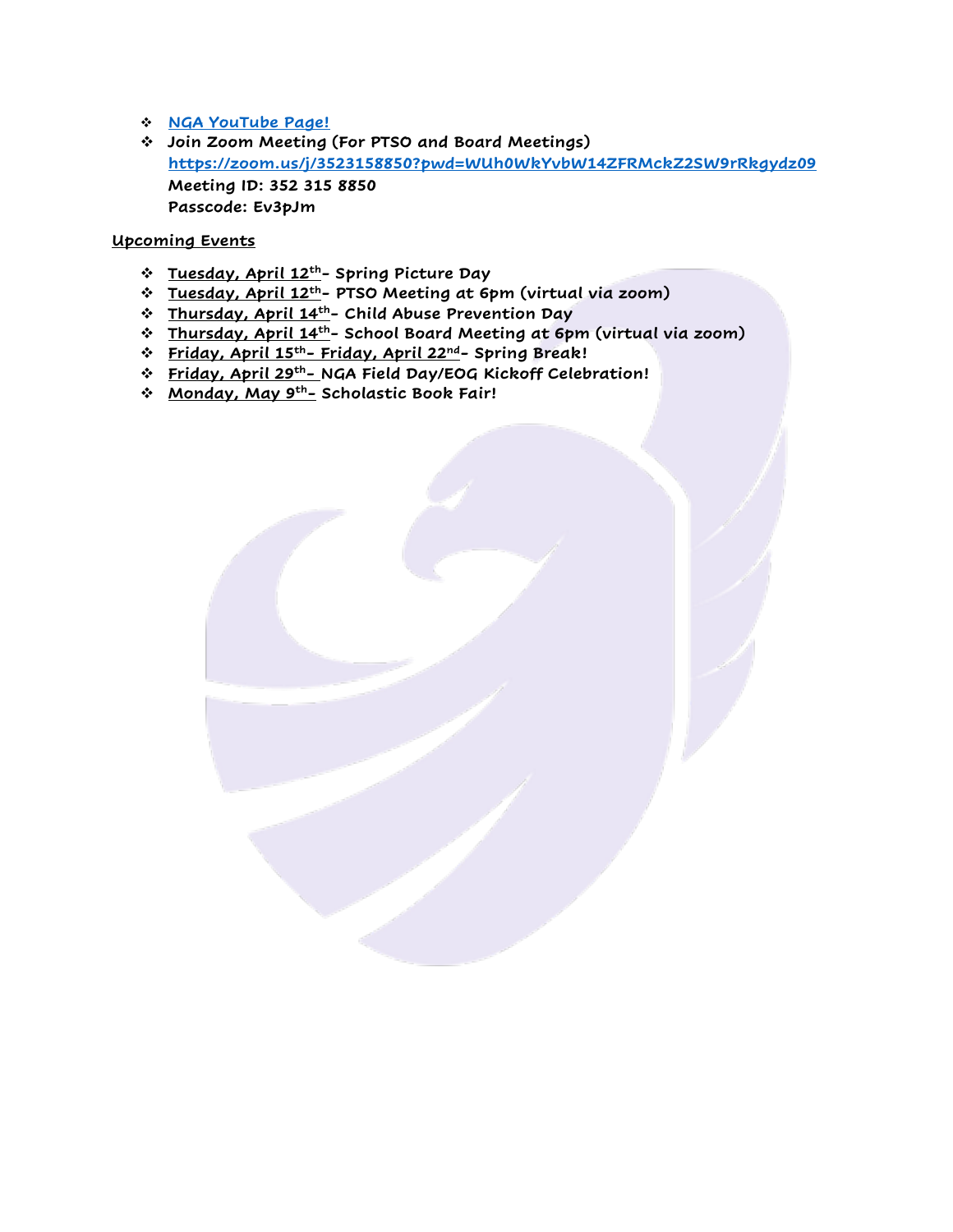- [NGA YouTube Page!]
- **Join Zoom Meeting (For PTSO and Board Meetings)**
  **https://zoom.us/j/3523158850?pwd=WUh0WkYvbW14ZFRMckZ2SW9rRkgydz09**
  **Meeting ID: 352 315 8850**
  **Passcode: Ev3pJm**

**Upcoming Events**

- **Tuesday, April 12th- Spring Picture Day**
- **Tuesday, April 12th- PTSO Meeting at 6pm (virtual via zoom)**
- **Thursday, April 14th- Child Abuse Prevention Day**
- **Thursday, April 14th- School Board Meeting at 6pm (virtual via zoom)**
- **Friday, April 15th- Friday, April 22nd- Spring Break!**
- **Friday, April 29th- NGA Field Day/EOG Kickoff Celebration!**
- **Monday, May 9th- Scholastic Book Fair!**